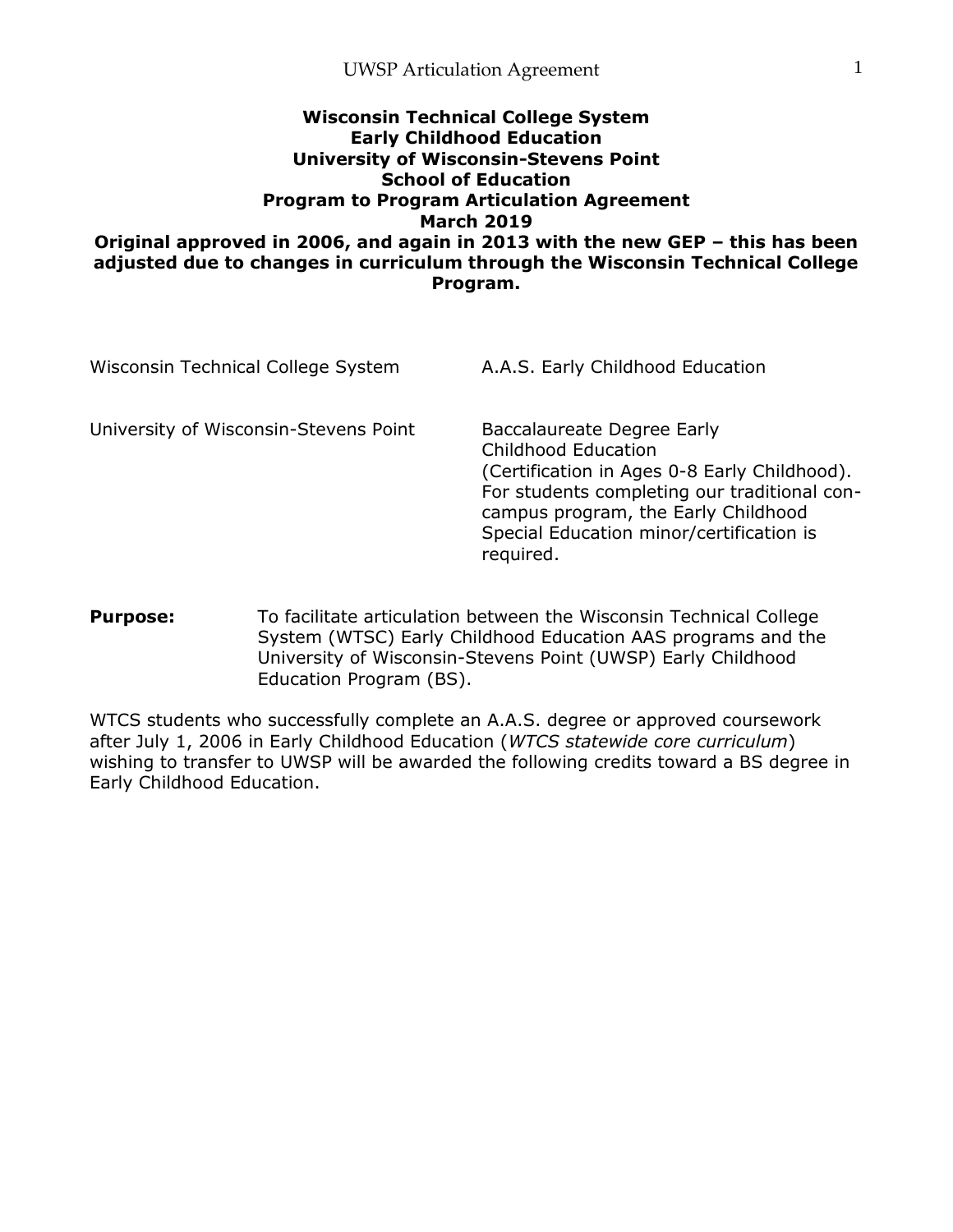**Wisconsin Technical College System**
**Early Childhood Education**
**University of Wisconsin-Stevens Point**
**School of Education**
**Program to Program Articulation Agreement**
**March 2019**
**Original approved in 2006, and again in 2013 with the new GEP – this has been adjusted due to changes in curriculum through the Wisconsin Technical College Program.**

| | |
|---|---|
| Wisconsin Technical College System | A.A.S. Early Childhood Education |
| University of Wisconsin-Stevens Point | Baccalaureate Degree Early Childhood Education (Certification in Ages 0-8 Early Childhood). For students completing our traditional con-campus program, the Early Childhood Special Education minor/certification is required. |

**Purpose:** To facilitate articulation between the Wisconsin Technical College System (WTSC) Early Childhood Education AAS programs and the University of Wisconsin-Stevens Point (UWSP) Early Childhood Education Program (BS).

WTCS students who successfully complete an A.A.S. degree or approved coursework after July 1, 2006 in Early Childhood Education (*WTCS statewide core curriculum*) wishing to transfer to UWSP will be awarded the following credits toward a BS degree in Early Childhood Education.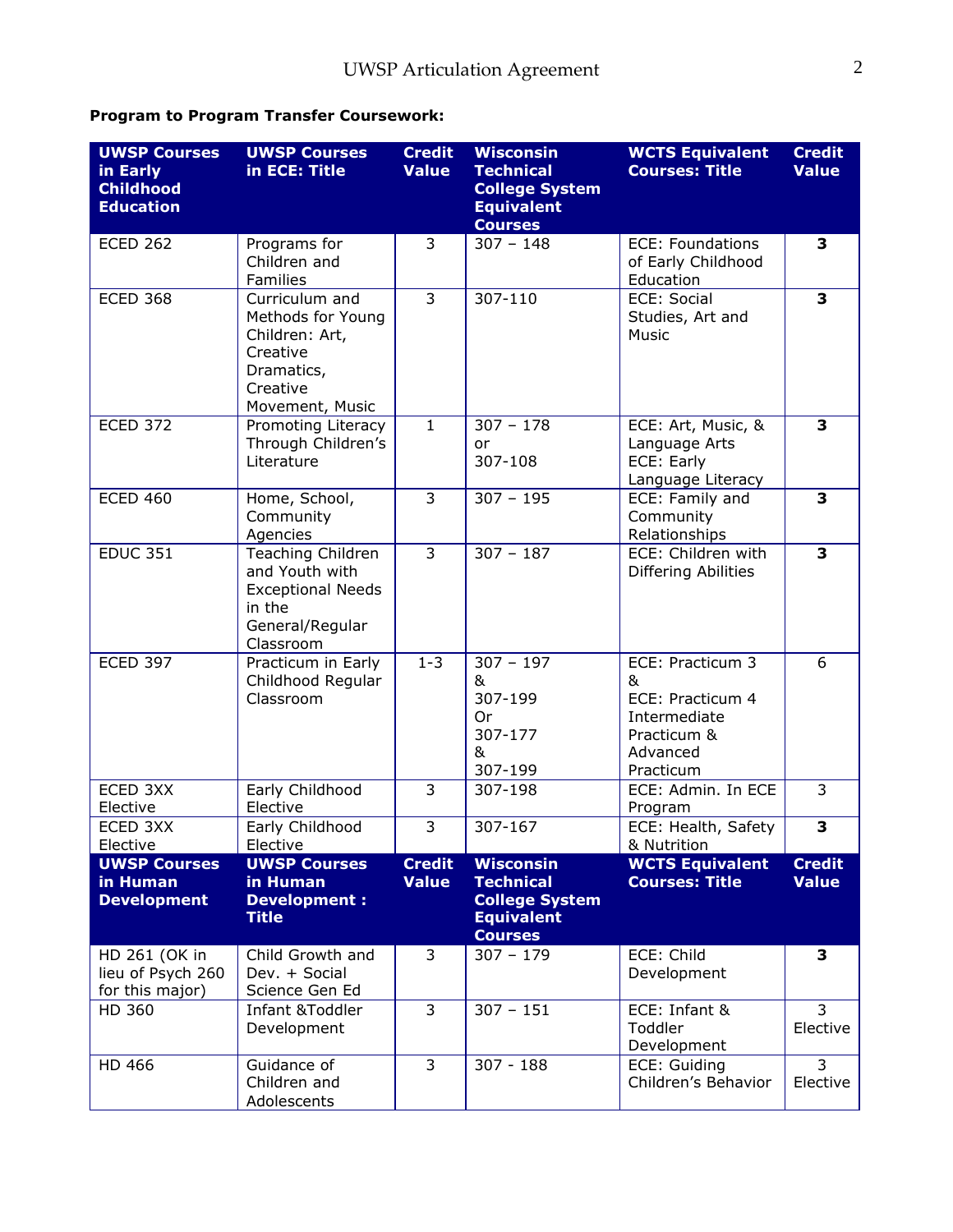**Program to Program Transfer Coursework:**

| UWSP Courses in Early Childhood Education | UWSP Courses in ECE: Title | Credit Value | Wisconsin Technical College System Equivalent Courses | WCTS Equivalent Courses: Title | Credit Value |
|---|---|---|---|---|---|
| ECED 262 | Programs for Children and Families | 3 | 307 – 148 | ECE: Foundations of Early Childhood Education | **3** |
| ECED 368 | Curriculum and Methods for Young Children: Art, Creative Dramatics, Creative Movement, Music | 3 | 307-110 | ECE: Social Studies, Art and Music | **3** |
| ECED 372 | Promoting Literacy Through Children's Literature | 1 | 307 – 178 or 307-108 | ECE: Art, Music, & Language Arts ECE: Early Language Literacy | **3** |
| ECED 460 | Home, School, Community Agencies | 3 | 307 – 195 | ECE: Family and Community Relationships | **3** |
| EDUC 351 | Teaching Children and Youth with Exceptional Needs in the General/Regular Classroom | 3 | 307 – 187 | ECE: Children with Differing Abilities | **3** |
| ECED 397 | Practicum in Early Childhood Regular Classroom | 1-3 | 307 – 197 & 307-199 Or 307-177 & 307-199 | ECE: Practicum 3 & ECE: Practicum 4 Intermediate Practicum & Advanced Practicum | 6 |
| ECED 3XX Elective | Early Childhood Elective | 3 | 307-198 | ECE: Admin. In ECE Program | 3 |
| ECED 3XX Elective | Early Childhood Elective | 3 | 307-167 | ECE: Health, Safety & Nutrition | **3** |
| **UWSP Courses in Human Development** | **UWSP Courses in Human Development : Title** | **Credit Value** | **Wisconsin Technical College System Equivalent Courses** | **WCTS Equivalent Courses: Title** | **Credit Value** |
| HD 261 (OK in lieu of Psych 260 for this major) | Child Growth and Dev. + Social Science Gen Ed | 3 | 307 – 179 | ECE: Child Development | **3** |
| HD 360 | Infant &Toddler Development | 3 | 307 – 151 | ECE: Infant & Toddler Development | 3 Elective |
| HD 466 | Guidance of Children and Adolescents | 3 | 307 - 188 | ECE: Guiding Children's Behavior | 3 Elective |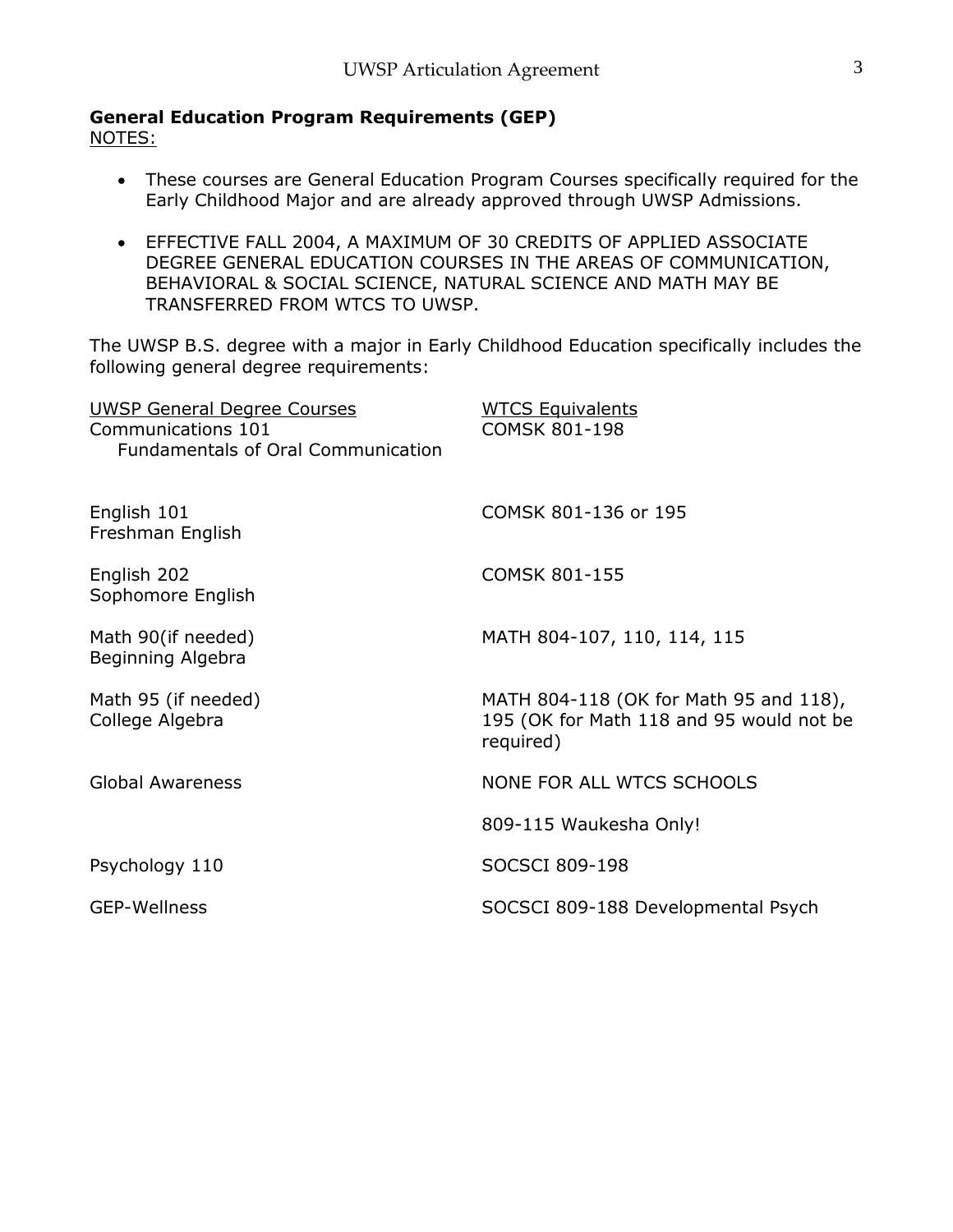**General Education Program Requirements (GEP)**

NOTES:

- These courses are General Education Program Courses specifically required for the Early Childhood Major and are already approved through UWSP Admissions.
- EFFECTIVE FALL 2004, A MAXIMUM OF 30 CREDITS OF APPLIED ASSOCIATE DEGREE GENERAL EDUCATION COURSES IN THE AREAS OF COMMUNICATION, BEHAVIORAL & SOCIAL SCIENCE, NATURAL SCIENCE AND MATH MAY BE TRANSFERRED FROM WTCS TO UWSP.

The UWSP B.S. degree with a major in Early Childhood Education specifically includes the following general degree requirements:

| UWSP General Degree Courses | WTCS Equivalents |
|---|---|
| Communications 101<br>Fundamentals of Oral Communication | COMSK 801-198 |
| English 101<br>Freshman English | COMSK 801-136 or 195 |
| English 202<br>Sophomore English | COMSK 801-155 |
| Math 90(if needed)<br>Beginning Algebra | MATH 804-107, 110, 114, 115 |
| Math 95 (if needed)<br>College Algebra | MATH 804-118 (OK for Math 95 and 118), 195 (OK for Math 118 and 95 would not be required) |
| Global Awareness | NONE FOR ALL WTCS SCHOOLS |
| | 809-115 Waukesha Only! |
| Psychology 110 | SOCSCI 809-198 |
| GEP-Wellness | SOCSCI 809-188 Developmental Psych |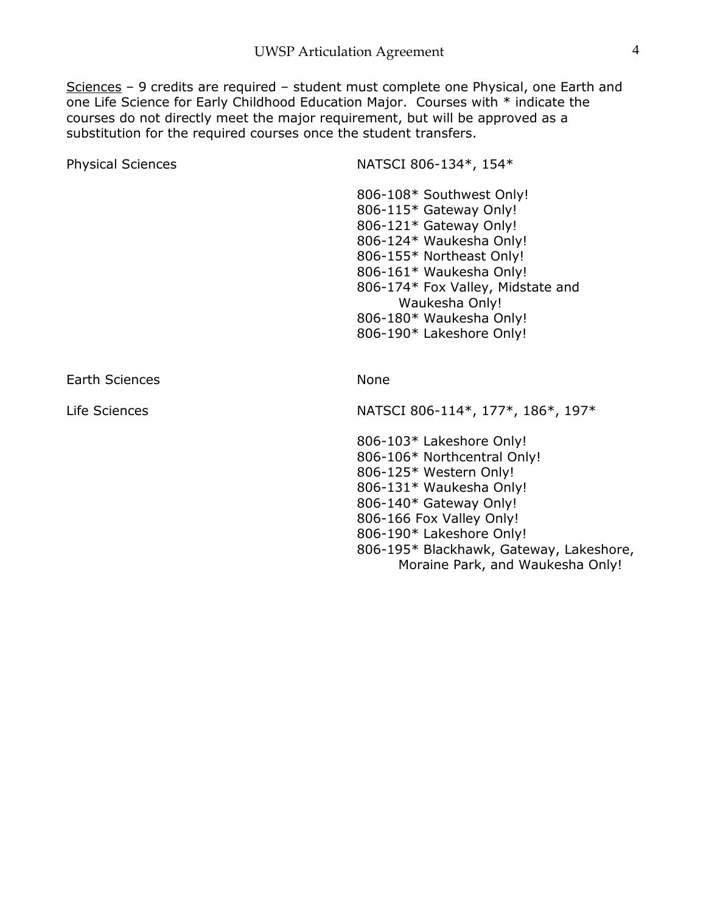<u>Sciences</u> – 9 credits are required – student must complete one Physical, one Earth and one Life Science for Early Childhood Education Major. Courses with * indicate the courses do not directly meet the major requirement, but will be approved as a substitution for the required courses once the student transfers.

| | |
|---|---|
| Physical Sciences | NATSCI 806-134*, 154* |
| | 806-108* Southwest Only!<br>806-115* Gateway Only!<br>806-121* Gateway Only!<br>806-124* Waukesha Only!<br>806-155* Northeast Only!<br>806-161* Waukesha Only!<br>806-174* Fox Valley, Midstate and Waukesha Only!<br>806-180* Waukesha Only!<br>806-190* Lakeshore Only! |
| Earth Sciences | None |
| Life Sciences | NATSCI 806-114*, 177*, 186*, 197* |
| | 806-103* Lakeshore Only!<br>806-106* Northcentral Only!<br>806-125* Western Only!<br>806-131* Waukesha Only!<br>806-140* Gateway Only!<br>806-166 Fox Valley Only!<br>806-190* Lakeshore Only!<br>806-195* Blackhawk, Gateway, Lakeshore, Moraine Park, and Waukesha Only! |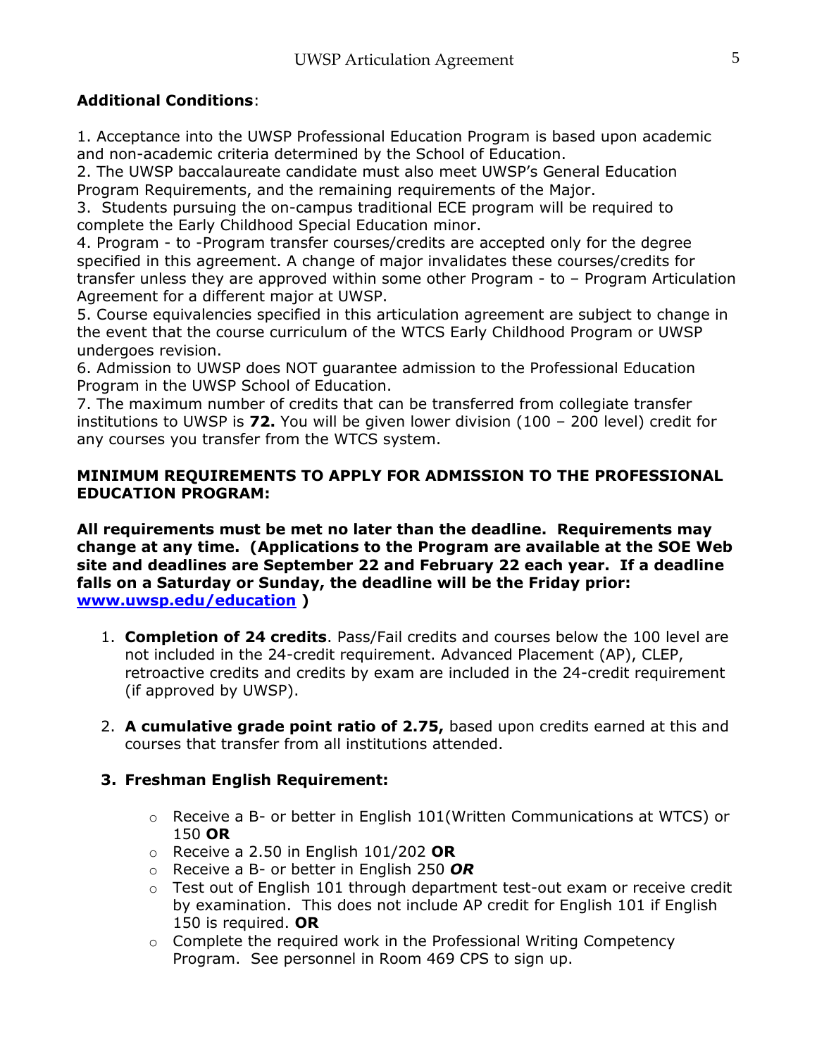**Additional Conditions**:

1. Acceptance into the UWSP Professional Education Program is based upon academic and non-academic criteria determined by the School of Education.
2. The UWSP baccalaureate candidate must also meet UWSP's General Education Program Requirements, and the remaining requirements of the Major.
3. Students pursuing the on-campus traditional ECE program will be required to complete the Early Childhood Special Education minor.
4. Program - to -Program transfer courses/credits are accepted only for the degree specified in this agreement. A change of major invalidates these courses/credits for transfer unless they are approved within some other Program - to – Program Articulation Agreement for a different major at UWSP.
5. Course equivalencies specified in this articulation agreement are subject to change in the event that the course curriculum of the WTCS Early Childhood Program or UWSP undergoes revision.
6. Admission to UWSP does NOT guarantee admission to the Professional Education Program in the UWSP School of Education.
7. The maximum number of credits that can be transferred from collegiate transfer institutions to UWSP is **72.** You will be given lower division (100 – 200 level) credit for any courses you transfer from the WTCS system.

**MINIMUM REQUIREMENTS TO APPLY FOR ADMISSION TO THE PROFESSIONAL EDUCATION PROGRAM:**

**All requirements must be met no later than the deadline. Requirements may change at any time. (Applications to the Program are available at the SOE Web site and deadlines are September 22 and February 22 each year. If a deadline falls on a Saturday or Sunday, the deadline will be the Friday prior: [www.uwsp.edu/education](www.uwsp.edu/education) )**

1. **Completion of 24 credits**. Pass/Fail credits and courses below the 100 level are not included in the 24-credit requirement. Advanced Placement (AP), CLEP, retroactive credits and credits by exam are included in the 24-credit requirement (if approved by UWSP).

2. **A cumulative grade point ratio of 2.75,** based upon credits earned at this and courses that transfer from all institutions attended.

3. **Freshman English Requirement:**
    - Receive a B- or better in English 101(Written Communications at WTCS) or 150 **OR**
    - Receive a 2.50 in English 101/202 **OR**
    - Receive a B- or better in English 250 ***OR***
    - Test out of English 101 through department test-out exam or receive credit by examination. This does not include AP credit for English 101 if English 150 is required. **OR**
    - Complete the required work in the Professional Writing Competency Program. See personnel in Room 469 CPS to sign up.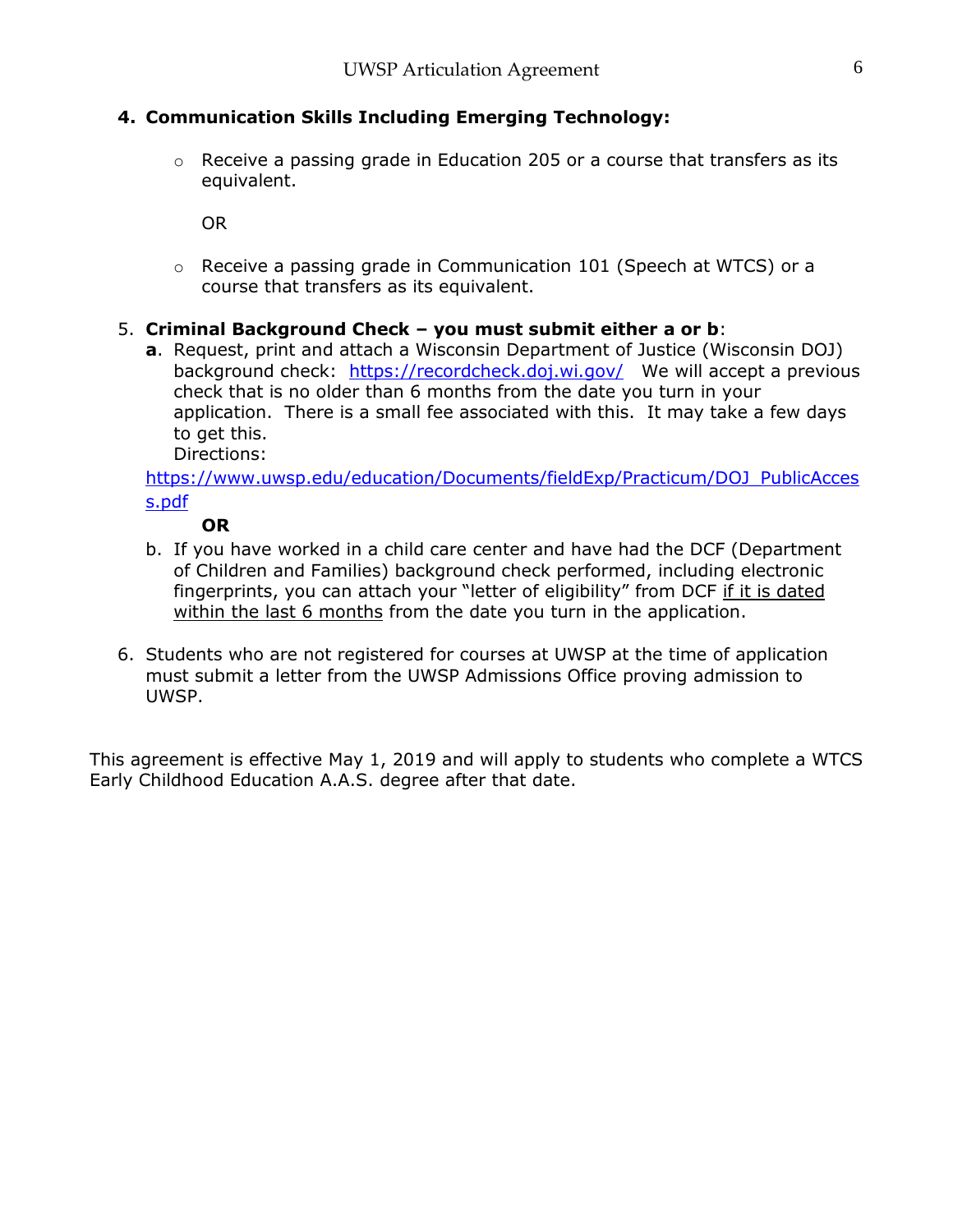4. **Communication Skills Including Emerging Technology:**

    - Receive a passing grade in Education 205 or a course that transfers as its equivalent.

      OR

    - Receive a passing grade in Communication 101 (Speech at WTCS) or a course that transfers as its equivalent.

5. **Criminal Background Check – you must submit either a or b**:
    **a**. Request, print and attach a Wisconsin Department of Justice (Wisconsin DOJ) background check: https://recordcheck.doj.wi.gov/ We will accept a previous check that is no older than 6 months from the date you turn in your application. There is a small fee associated with this. It may take a few days to get this.
    Directions:
    https://www.uwsp.edu/education/Documents/fieldExp/Practicum/DOJ_PublicAccess.pdf

    **OR**

    b. If you have worked in a child care center and have had the DCF (Department of Children and Families) background check performed, including electronic fingerprints, you can attach your "letter of eligibility" from DCF <u>if it is dated within the last 6 months</u> from the date you turn in the application.

6. Students who are not registered for courses at UWSP at the time of application must submit a letter from the UWSP Admissions Office proving admission to UWSP.

This agreement is effective May 1, 2019 and will apply to students who complete a WTCS Early Childhood Education A.A.S. degree after that date.